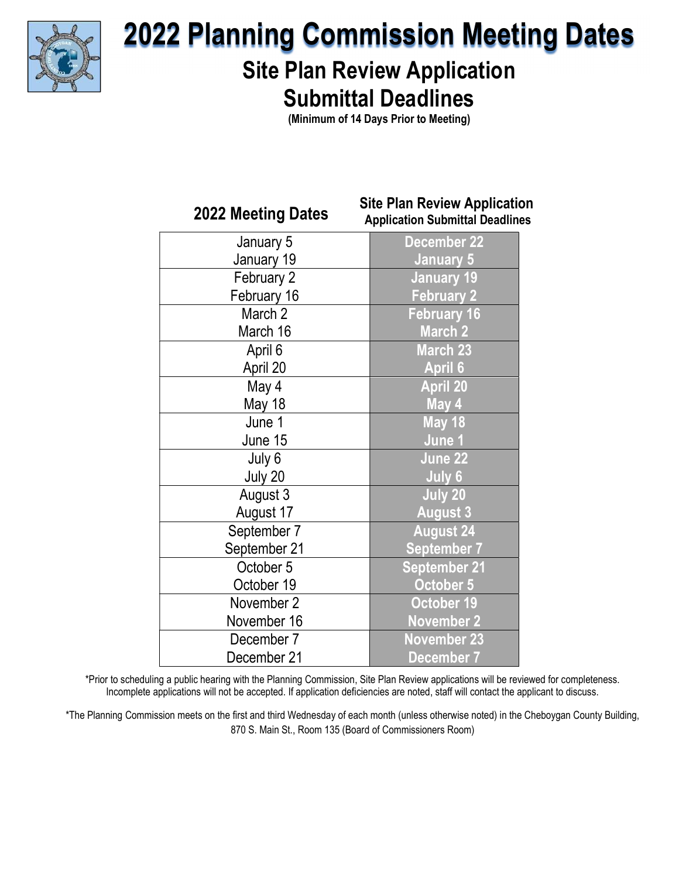# 2022 Planning Commission Meeting Dates

## Site Plan Review Application Submittal Deadlines

**(Minimum of 14 Days Prior to Meeting)**

| 2022 Meeting Dates | Site Plan Review Application<br>Application Submittal Deadlines |
|---|---|
| January 5 | December 22 |
| January 19 | January 5 |
| February 2 | January 19 |
| February 16 | February 2 |
| March 2 | February 16 |
| March 16 | March 2 |
| April 6 | March 23 |
| April 20 | April 6 |
| May 4 | April 20 |
| May 18 | May 4 |
| June 1 | May 18 |
| June 15 | June 1 |
| July 6 | June 22 |
| July 20 | July 6 |
| August 3 | July 20 |
| August 17 | August 3 |
| September 7 | August 24 |
| September 21 | September 7 |
| October 5 | September 21 |
| October 19 | October 5 |
| November 2 | October 19 |
| November 16 | November 2 |
| December 7 | November 23 |
| December 21 | December 7 |

*Prior to scheduling a public hearing with the Planning Commission, Site Plan Review applications will be reviewed for completeness. Incomplete applications will not be accepted. If application deficiencies are noted, staff will contact the applicant to discuss.

*The Planning Commission meets on the first and third Wednesday of each month (unless otherwise noted) in the Cheboygan County Building, 870 S. Main St., Room 135 (Board of Commissioners Room)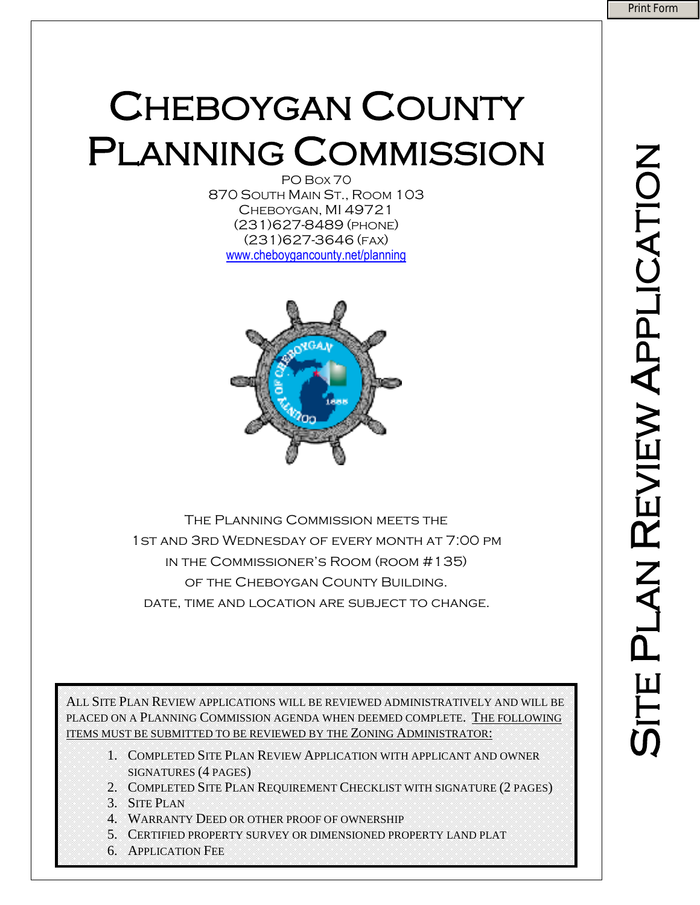# Cheboygan County Planning Commission

PO Box 70
870 South Main St., Room 103
Cheboygan, MI 49721
(231)627-8489 (phone)
(231)627-3646 (fax)
www.cheboygancounty.net/planning

The Planning Commission meets the
1st and 3rd Wednesday of every month at 7:00 pm
in the Commissioner's Room (room #135)
of the Cheboygan County Building.
date, time and location are subject to change.

All Site Plan Review applications will be reviewed administratively and will be placed on a Planning Commission agenda when deemed complete. The following items must be submitted to be reviewed by the Zoning Administrator:

1. Completed Site Plan Review Application with applicant and owner signatures (4 pages)
2. Completed Site Plan Requirement Checklist with signature (2 pages)
3. Site Plan
4. Warranty Deed or other proof of ownership
5. Certified property survey or dimensioned property land plat
6. Application Fee

# Site Plan Review Application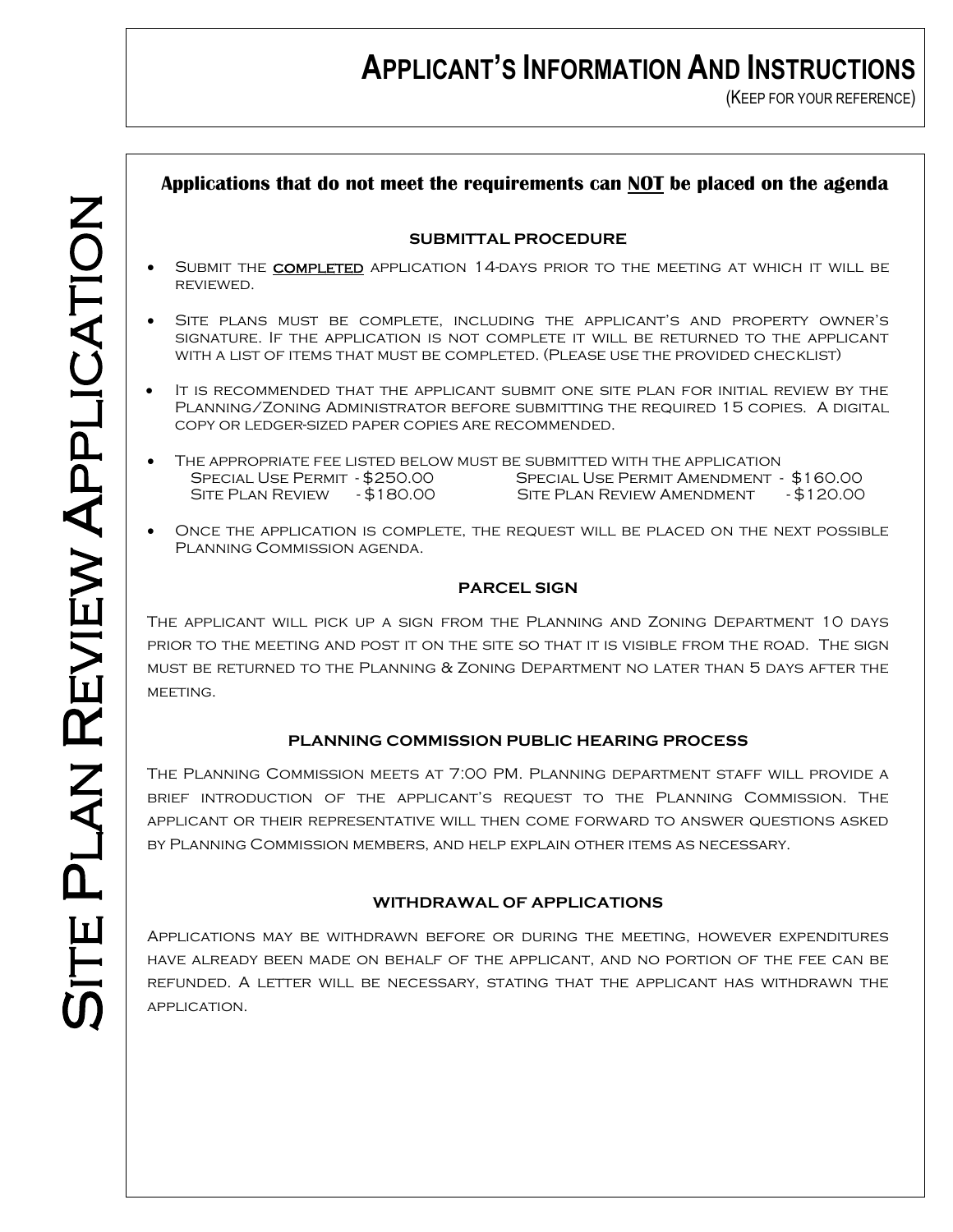# Applicant's Information And Instructions

(Keep for your reference)

Site Plan Review Application

**Applications that do not meet the requirements can NOT be placed on the agenda**

### SUBMITTAL PROCEDURE

- Submit the **completed** application 14-days prior to the meeting at which it will be reviewed.
- Site plans must be complete, including the applicant's and property owner's signature. If the application is not complete it will be returned to the applicant with a list of items that must be completed. (Please use the provided checklist)
- It is recommended that the applicant submit one site plan for initial review by the Planning/Zoning Administrator before submitting the required 15 copies. A digital copy or ledger-sized paper copies are recommended.
- The appropriate fee listed below must be submitted with the application
  Special Use Permit - $250.00 Special Use Permit Amendment - $160.00
  Site Plan Review - $180.00 Site Plan Review Amendment - $120.00
- Once the application is complete, the request will be placed on the next possible Planning Commission agenda.

### PARCEL SIGN

The applicant will pick up a sign from the Planning and Zoning Department 10 days prior to the meeting and post it on the site so that it is visible from the road. The sign must be returned to the Planning & Zoning Department no later than 5 days after the meeting.

### PLANNING COMMISSION PUBLIC HEARING PROCESS

The Planning Commission meets at 7:00 PM. Planning department staff will provide a brief introduction of the applicant's request to the Planning Commission. The applicant or their representative will then come forward to answer questions asked by Planning Commission members, and help explain other items as necessary.

### WITHDRAWAL OF APPLICATIONS

Applications may be withdrawn before or during the meeting, however expenditures have already been made on behalf of the applicant, and no portion of the fee can be refunded. A letter will be necessary, stating that the applicant has withdrawn the application.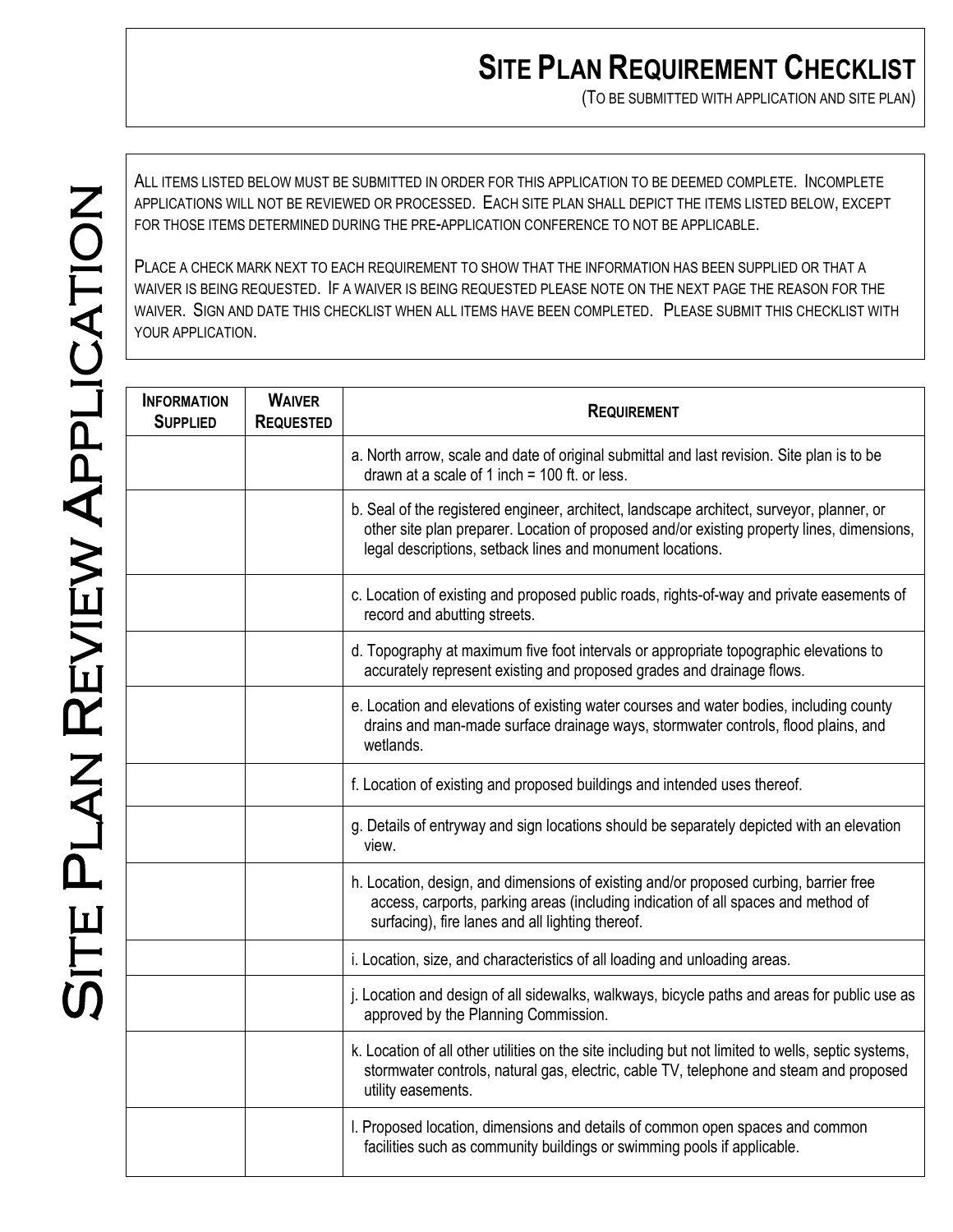# Site Plan Review Application

## Site Plan Requirement Checklist

(To be submitted with application and site plan)

All items listed below must be submitted in order for this application to be deemed complete. Incomplete applications will not be reviewed or processed. Each site plan shall depict the items listed below, except for those items determined during the pre-application conference to not be applicable.

Place a check mark next to each requirement to show that the information has been supplied or that a waiver is being requested. If a waiver is being requested please note on the next page the reason for the waiver. Sign and date this checklist when all items have been completed. Please submit this checklist with your application.

| Information Supplied | Waiver Requested | Requirement |
|---|---|---|
| | | a. North arrow, scale and date of original submittal and last revision. Site plan is to be drawn at a scale of 1 inch = 100 ft. or less. |
| | | b. Seal of the registered engineer, architect, landscape architect, surveyor, planner, or other site plan preparer. Location of proposed and/or existing property lines, dimensions, legal descriptions, setback lines and monument locations. |
| | | c. Location of existing and proposed public roads, rights-of-way and private easements of record and abutting streets. |
| | | d. Topography at maximum five foot intervals or appropriate topographic elevations to accurately represent existing and proposed grades and drainage flows. |
| | | e. Location and elevations of existing water courses and water bodies, including county drains and man-made surface drainage ways, stormwater controls, flood plains, and wetlands. |
| | | f. Location of existing and proposed buildings and intended uses thereof. |
| | | g. Details of entryway and sign locations should be separately depicted with an elevation view. |
| | | h. Location, design, and dimensions of existing and/or proposed curbing, barrier free access, carports, parking areas (including indication of all spaces and method of surfacing), fire lanes and all lighting thereof. |
| | | i. Location, size, and characteristics of all loading and unloading areas. |
| | | j. Location and design of all sidewalks, walkways, bicycle paths and areas for public use as approved by the Planning Commission. |
| | | k. Location of all other utilities on the site including but not limited to wells, septic systems, stormwater controls, natural gas, electric, cable TV, telephone and steam and proposed utility easements. |
| | | l. Proposed location, dimensions and details of common open spaces and common facilities such as community buildings or swimming pools if applicable. |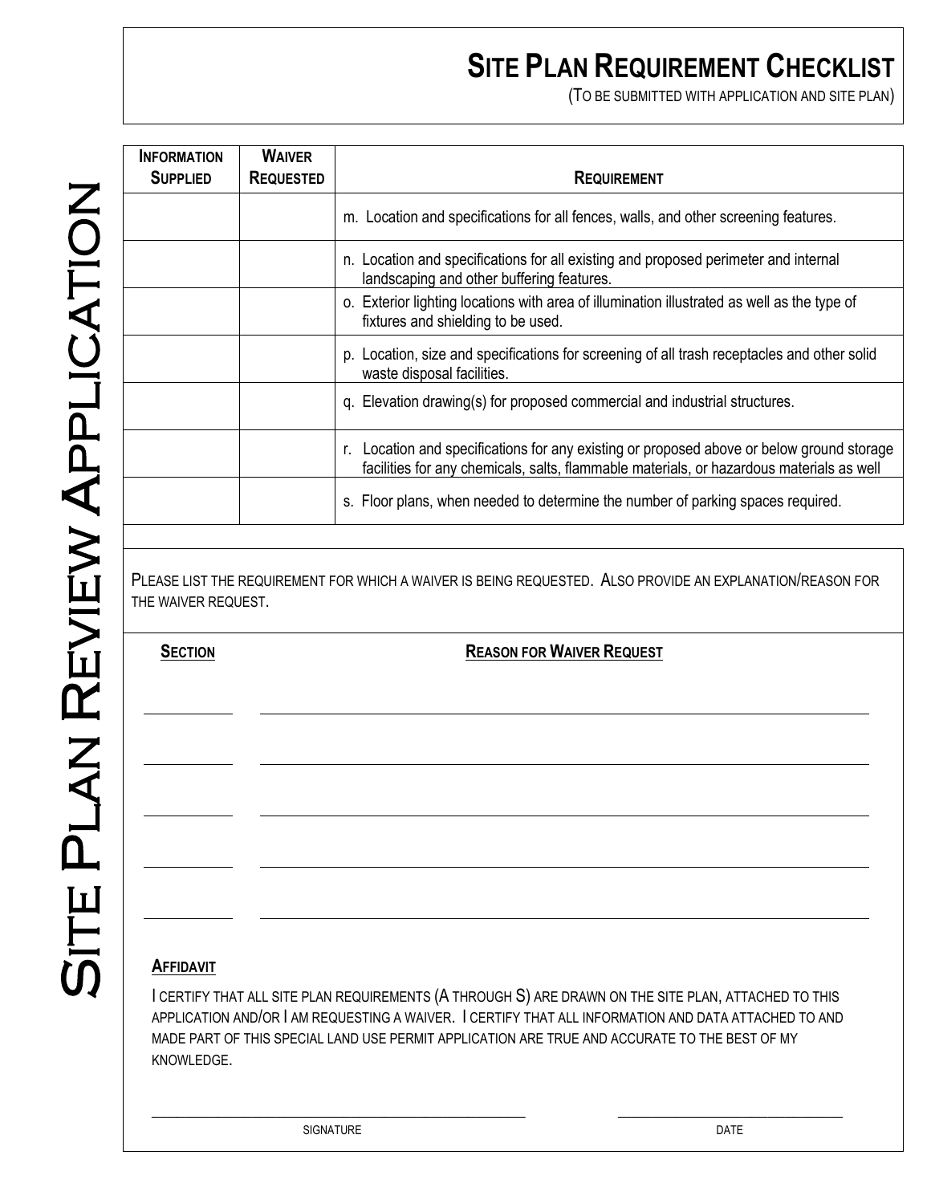# SITE PLAN REQUIREMENT CHECKLIST

(TO BE SUBMITTED WITH APPLICATION AND SITE PLAN)

SITE PLAN REVIEW APPLICATION

| INFORMATION SUPPLIED | WAIVER REQUESTED | REQUIREMENT |
|---|---|---|
| | | m. Location and specifications for all fences, walls, and other screening features. |
| | | n. Location and specifications for all existing and proposed perimeter and internal landscaping and other buffering features. |
| | | o. Exterior lighting locations with area of illumination illustrated as well as the type of fixtures and shielding to be used. |
| | | p. Location, size and specifications for screening of all trash receptacles and other solid waste disposal facilities. |
| | | q. Elevation drawing(s) for proposed commercial and industrial structures. |
| | | r. Location and specifications for any existing or proposed above or below ground storage facilities for any chemicals, salts, flammable materials, or hazardous materials as well |
| | | s. Floor plans, when needed to determine the number of parking spaces required. |

PLEASE LIST THE REQUIREMENT FOR WHICH A WAIVER IS BEING REQUESTED. ALSO PROVIDE AN EXPLANATION/REASON FOR THE WAIVER REQUEST.

| SECTION | REASON FOR WAIVER REQUEST |
|---|---|
| | |
| | |
| | |
| | |
| | |

**AFFIDAVIT**

I CERTIFY THAT ALL SITE PLAN REQUIREMENTS (A THROUGH S) ARE DRAWN ON THE SITE PLAN, ATTACHED TO THIS APPLICATION AND/OR I AM REQUESTING A WAIVER. I CERTIFY THAT ALL INFORMATION AND DATA ATTACHED TO AND MADE PART OF THIS SPECIAL LAND USE PERMIT APPLICATION ARE TRUE AND ACCURATE TO THE BEST OF MY KNOWLEDGE.

_______________________________ SIGNATURE

_______________________________ DATE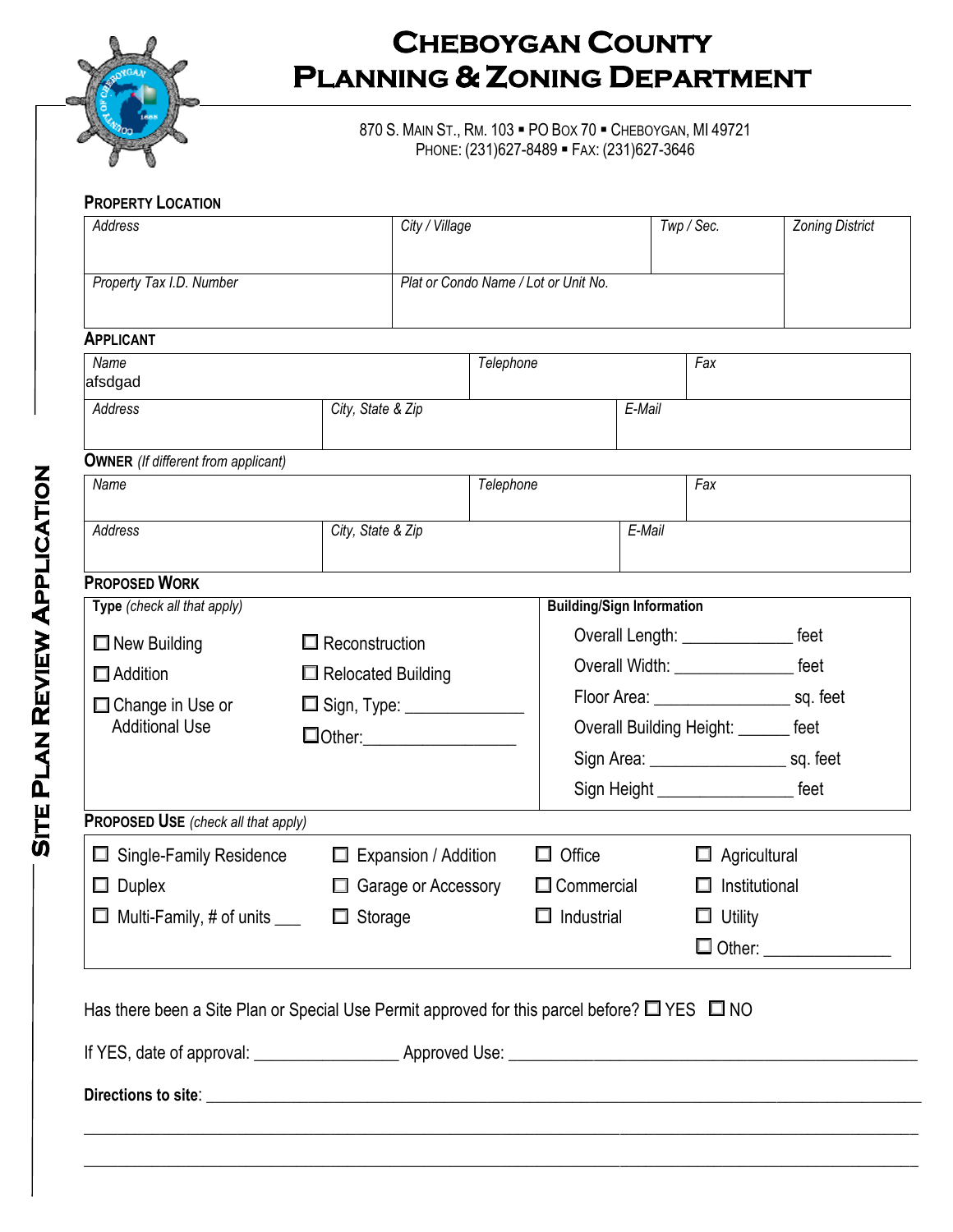# Cheboygan County Planning & Zoning Department

870 S. Main St., Rm. 103 ▪ PO Box 70 ▪ Cheboygan, MI 49721
Phone: (231)627-8489 ▪ Fax: (231)627-3646

**Site Plan Review Application**

## Property Location

| | | | |
|---|---|---|---|
| *Address* | *City / Village* | *Twp / Sec.* | *Zoning District* |
| *Property Tax I.D. Number* | *Plat or Condo Name / Lot or Unit No.* | | |

## Applicant

| | | |
|---|---|---|
| *Name* afsdgad | *Telephone* | *Fax* |
| *Address* | *City, State & Zip* | *E-Mail* |

## Owner *(If different from applicant)*

| | | |
|---|---|---|
| *Name* | *Telephone* | *Fax* |
| *Address* | *City, State & Zip* | *E-Mail* |

## Proposed Work

**Type** *(check all that apply)*

- ☐ New Building
- ☐ Addition
- ☐ Change in Use or Additional Use
- ☐ Reconstruction
- ☐ Relocated Building
- ☐ Sign, Type: ______________
- ☐ Other: _________________

**Building/Sign Information**

- Overall Length: _____________ feet
- Overall Width: ______________ feet
- Floor Area: _______________ sq. feet
- Overall Building Height: ______ feet
- Sign Area: _______________ sq. feet
- Sign Height _______________ feet

## Proposed Use *(check all that apply)*

- ☐ Single-Family Residence
- ☐ Duplex
- ☐ Multi-Family, # of units ___
- ☐ Expansion / Addition
- ☐ Garage or Accessory
- ☐ Storage
- ☐ Office
- ☐ Commercial
- ☐ Industrial
- ☐ Agricultural
- ☐ Institutional
- ☐ Utility
- ☐ Other: ______________

Has there been a Site Plan or Special Use Permit approved for this parcel before? ☐ YES ☐ NO

If YES, date of approval: ________________ Approved Use: ____________________________________________

**Directions to site**: ______________________________________________________________________________

______________________________________________________________________________________________

______________________________________________________________________________________________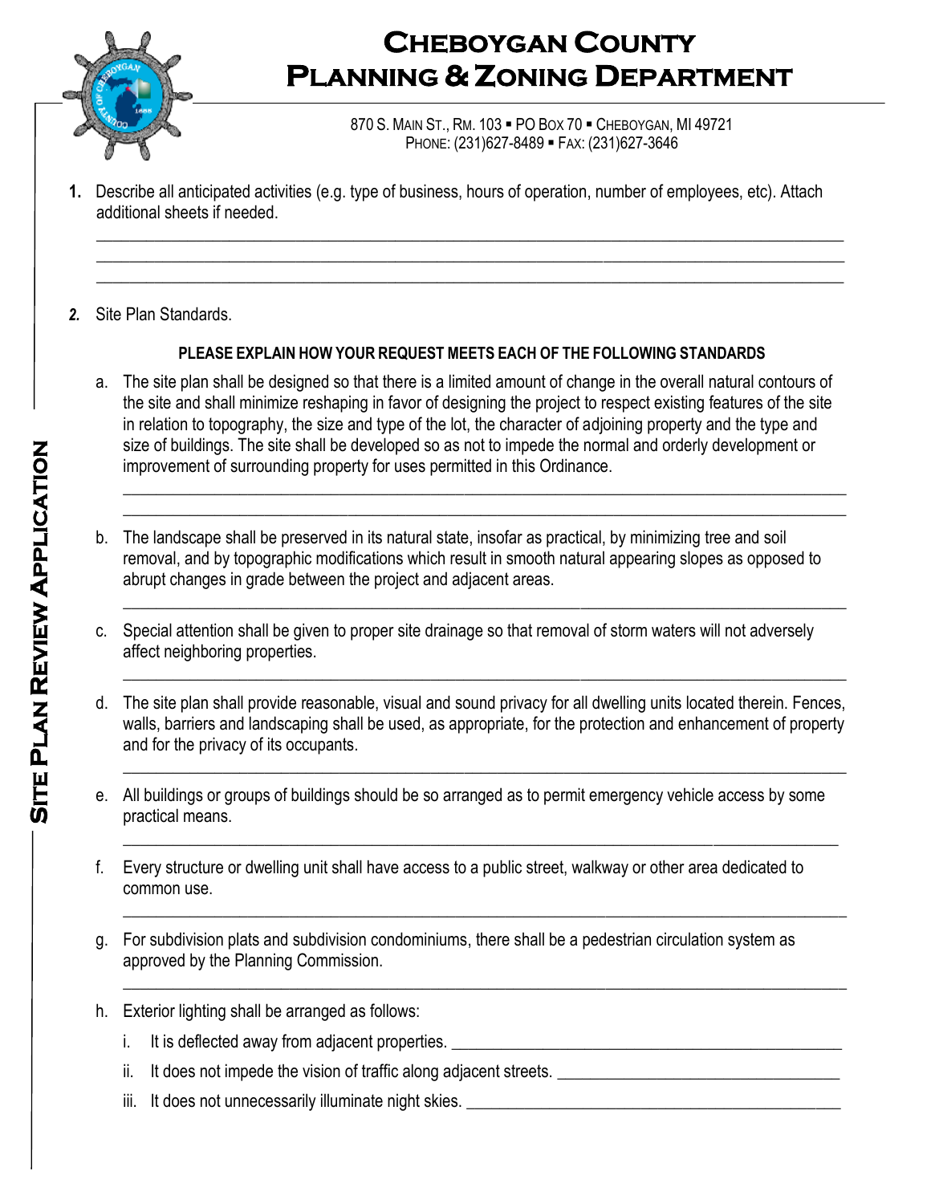# Cheboygan County Planning & Zoning Department

870 S. Main St., Rm. 103 ▪ PO Box 70 ▪ Cheboygan, MI 49721
Phone: (231)627-8489 ▪ Fax: (231)627-3646

**Site Plan Review Application**

1. Describe all anticipated activities (e.g. type of business, hours of operation, number of employees, etc). Attach additional sheets if needed.

_______________________________________________________________________________
_______________________________________________________________________________
_______________________________________________________________________________

2. Site Plan Standards.

**PLEASE EXPLAIN HOW YOUR REQUEST MEETS EACH OF THE FOLLOWING STANDARDS**

a. The site plan shall be designed so that there is a limited amount of change in the overall natural contours of the site and shall minimize reshaping in favor of designing the project to respect existing features of the site in relation to topography, the size and type of the lot, the character of adjoining property and the type and size of buildings. The site shall be developed so as not to impede the normal and orderly development or improvement of surrounding property for uses permitted in this Ordinance.

_______________________________________________________________________________
_______________________________________________________________________________

b. The landscape shall be preserved in its natural state, insofar as practical, by minimizing tree and soil removal, and by topographic modifications which result in smooth natural appearing slopes as opposed to abrupt changes in grade between the project and adjacent areas.

_______________________________________________________________________________

c. Special attention shall be given to proper site drainage so that removal of storm waters will not adversely affect neighboring properties.

_______________________________________________________________________________

d. The site plan shall provide reasonable, visual and sound privacy for all dwelling units located therein. Fences, walls, barriers and landscaping shall be used, as appropriate, for the protection and enhancement of property and for the privacy of its occupants.

_______________________________________________________________________________

e. All buildings or groups of buildings should be so arranged as to permit emergency vehicle access by some practical means.

_______________________________________________________________________________

f. Every structure or dwelling unit shall have access to a public street, walkway or other area dedicated to common use.

_______________________________________________________________________________

g. For subdivision plats and subdivision condominiums, there shall be a pedestrian circulation system as approved by the Planning Commission.

_______________________________________________________________________________

h. Exterior lighting shall be arranged as follows:

i. It is deflected away from adjacent properties. ___________________________________________

ii. It does not impede the vision of traffic along adjacent streets. ______________________________

iii. It does not unnecessarily illuminate night skies. ___________________________________________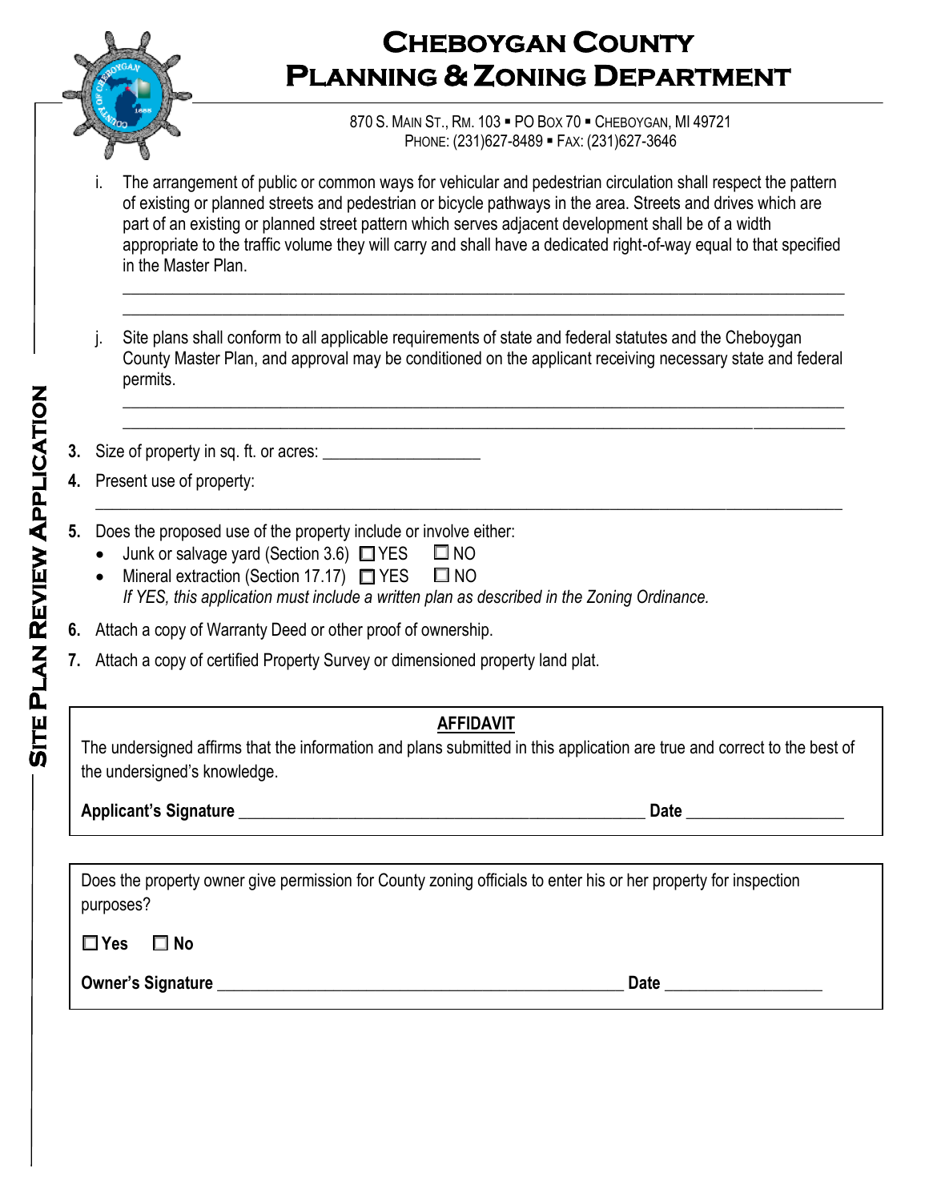i. The arrangement of public or common ways for vehicular and pedestrian circulation shall respect the pattern of existing or planned streets and pedestrian or bicycle pathways in the area. Streets and drives which are part of an existing or planned street pattern which serves adjacent development shall be of a width appropriate to the traffic volume they will carry and shall have a dedicated right-of-way equal to that specified in the Master Plan.

_______________________________________________________________________________

_______________________________________________________________________________

j. Site plans shall conform to all applicable requirements of state and federal statutes and the Cheboygan County Master Plan, and approval may be conditioned on the applicant receiving necessary state and federal permits.

_______________________________________________________________________________

_______________________________________________________________________________

**3.** Size of property in sq. ft. or acres: ___________________

**4.** Present use of property:

_______________________________________________________________________________

**5.** Does the proposed use of the property include or involve either:

- Junk or salvage yard (Section 3.6) ☐ YES ☐ NO
- Mineral extraction (Section 17.17) ☐ YES ☐ NO

*If YES, this application must include a written plan as described in the Zoning Ordinance.*

**6.** Attach a copy of Warranty Deed or other proof of ownership.

**7.** Attach a copy of certified Property Survey or dimensioned property land plat.

**AFFIDAVIT**

The undersigned affirms that the information and plans submitted in this application are true and correct to the best of the undersigned's knowledge.

**Applicant's Signature** ___________________________________________ **Date** ___________________

Does the property owner give permission for County zoning officials to enter his or her property for inspection purposes?

☐ **Yes** ☐ **No**

**Owner's Signature** ___________________________________________ **Date** ___________________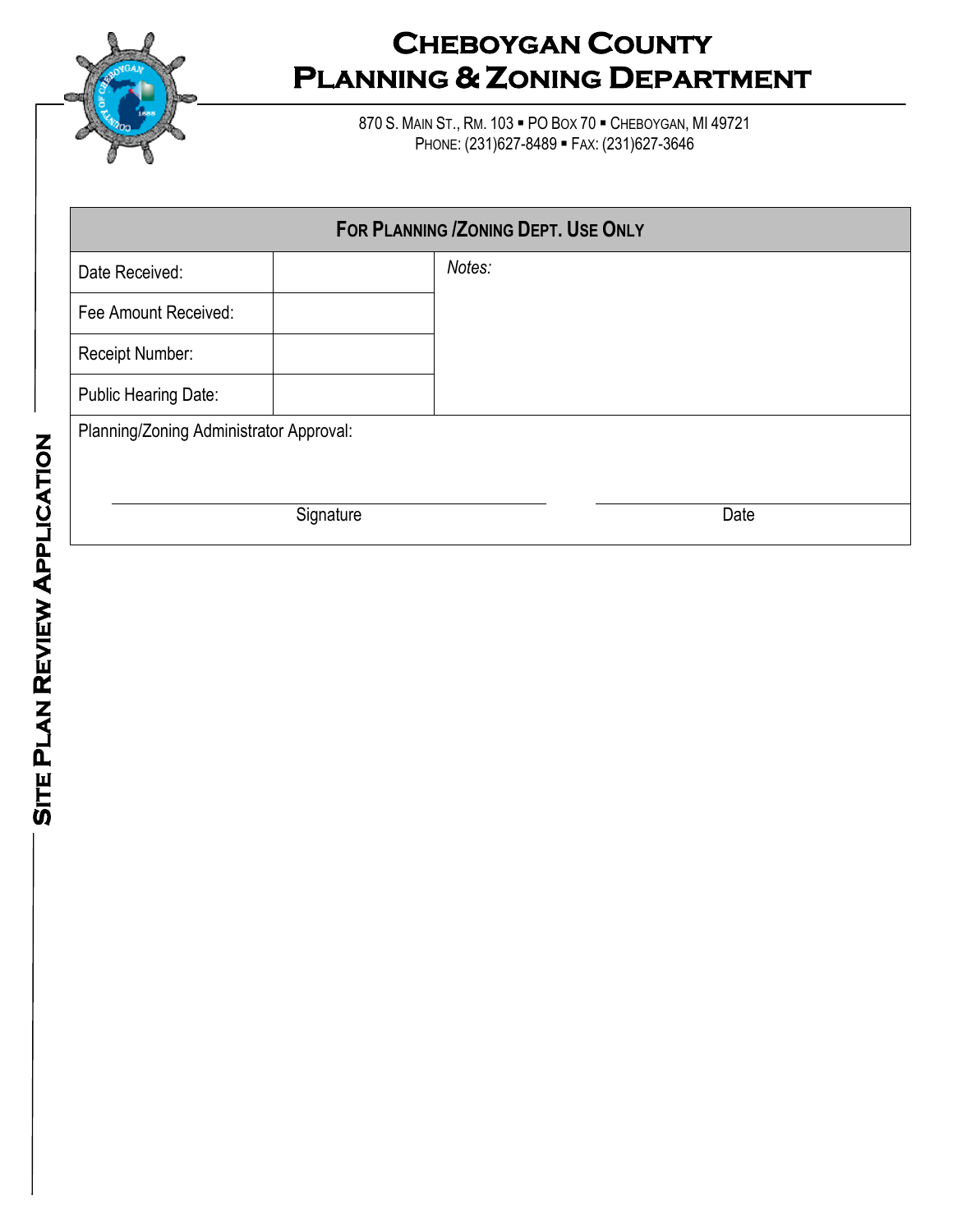# Cheboygan County Planning & Zoning Department

870 S. Main St., Rm. 103 ▪ PO Box 70 ▪ Cheboygan, MI 49721
Phone: (231)627-8489 ▪ Fax: (231)627-3646

**Site Plan Review Application**

| For Planning /Zoning Dept. Use Only | | |
|---|---|---|
| Date Received: | | *Notes:* |
| Fee Amount Received: | | |
| Receipt Number: | | |
| Public Hearing Date: | | |

Planning/Zoning Administrator Approval:

Signature ______________________ Date ______________________